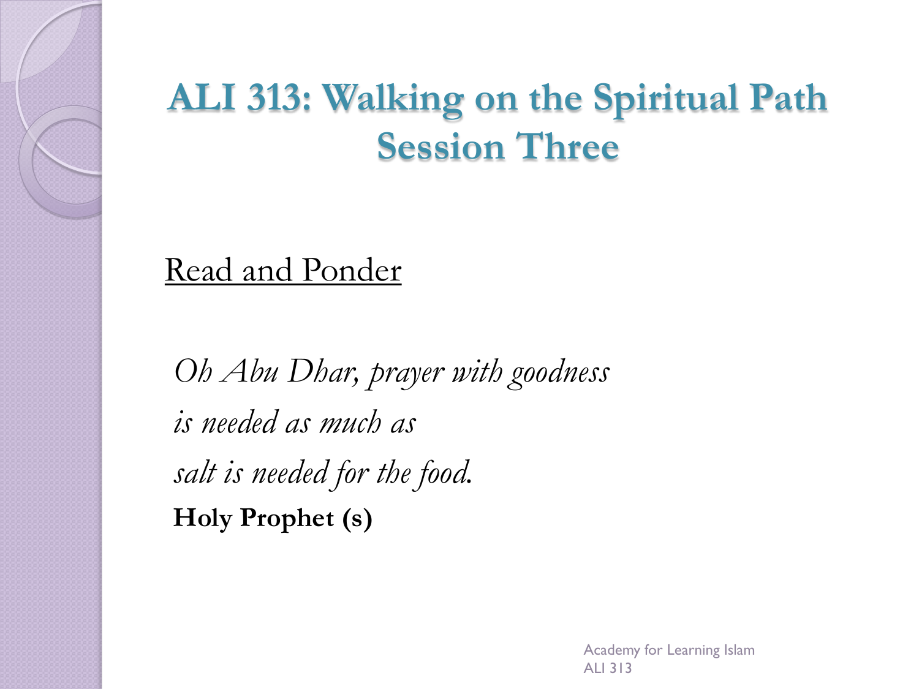# ALI 313: Walking on the Spiritual Path
# Session Three

## Read and Ponder

*Oh Abu Dhar, prayer with goodness*

*is needed as much as*

*salt is needed for the food.*

**Holy Prophet (s)**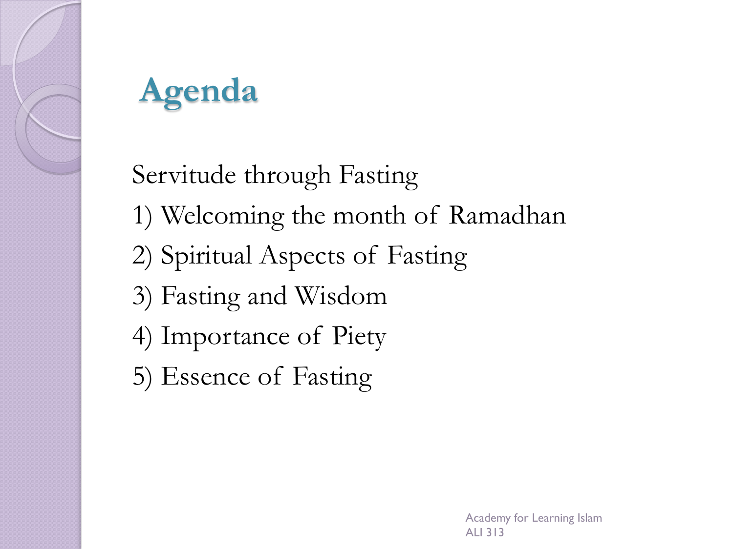# Agenda

Servitude through Fasting

1) Welcoming the month of Ramadhan
2) Spiritual Aspects of Fasting
3) Fasting and Wisdom
4) Importance of Piety
5) Essence of Fasting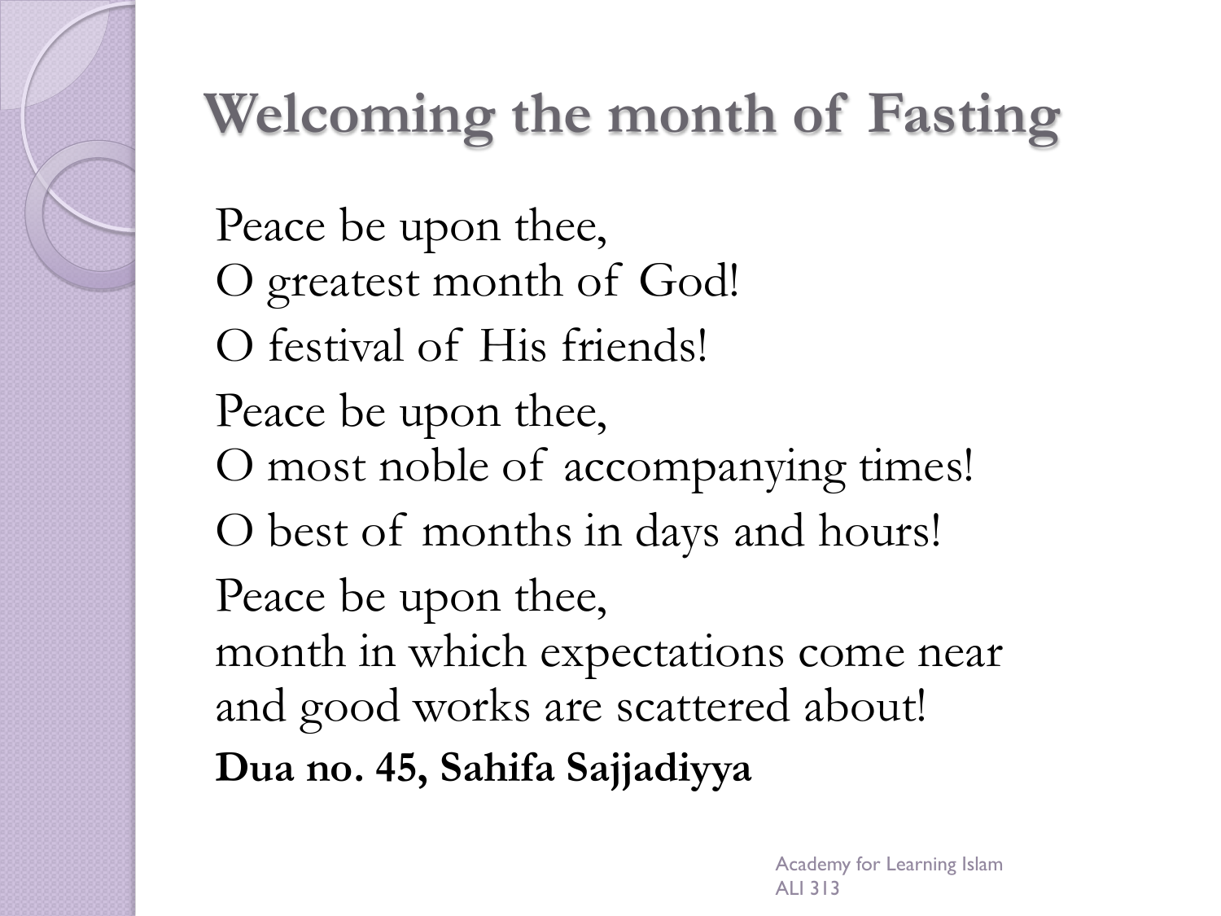# Welcoming the month of Fasting

Peace be upon thee,
O greatest month of God!

O festival of His friends!

Peace be upon thee,
O most noble of accompanying times!

O best of months in days and hours!

Peace be upon thee,
month in which expectations come near
and good works are scattered about!

**Dua no. 45, Sahifa Sajjadiyya**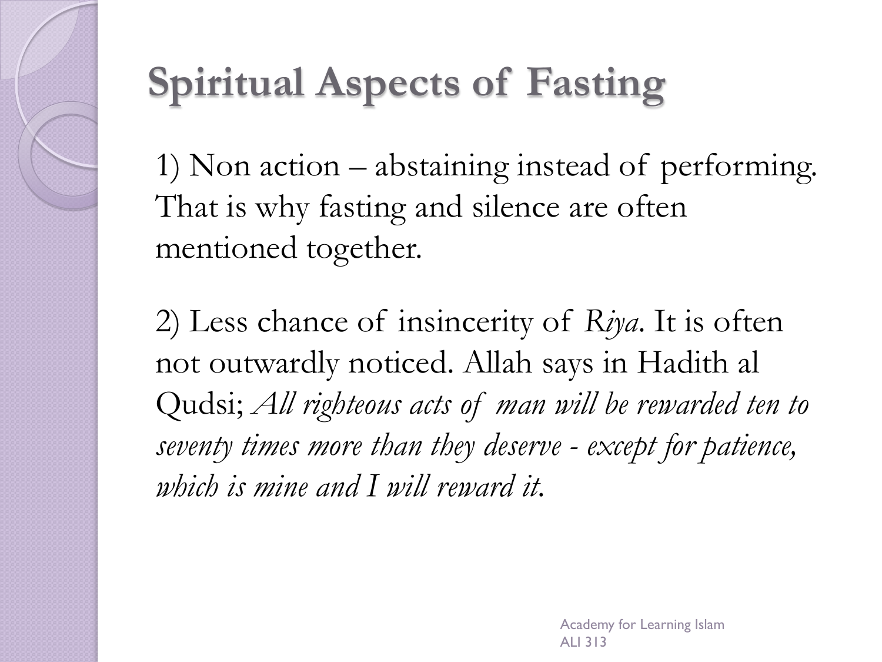# Spiritual Aspects of Fasting

1) Non action – abstaining instead of performing. That is why fasting and silence are often mentioned together.

2) Less chance of insincerity of *Riya*. It is often not outwardly noticed. Allah says in Hadith al Qudsi; *All righteous acts of man will be rewarded ten to seventy times more than they deserve - except for patience, which is mine and I will reward it.*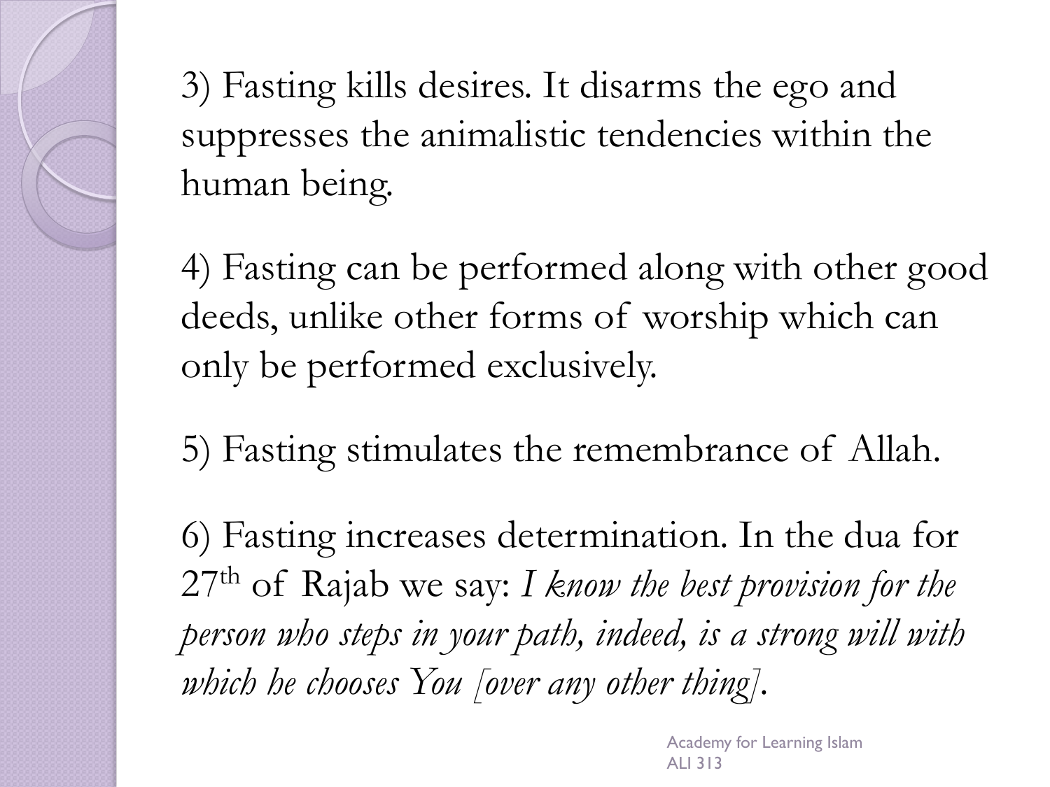3) Fasting kills desires. It disarms the ego and suppresses the animalistic tendencies within the human being.

4) Fasting can be performed along with other good deeds, unlike other forms of worship which can only be performed exclusively.

5) Fasting stimulates the remembrance of Allah.

6) Fasting increases determination. In the dua for 27th of Rajab we say: *I know the best provision for the person who steps in your path, indeed, is a strong will with which he chooses You [over any other thing].*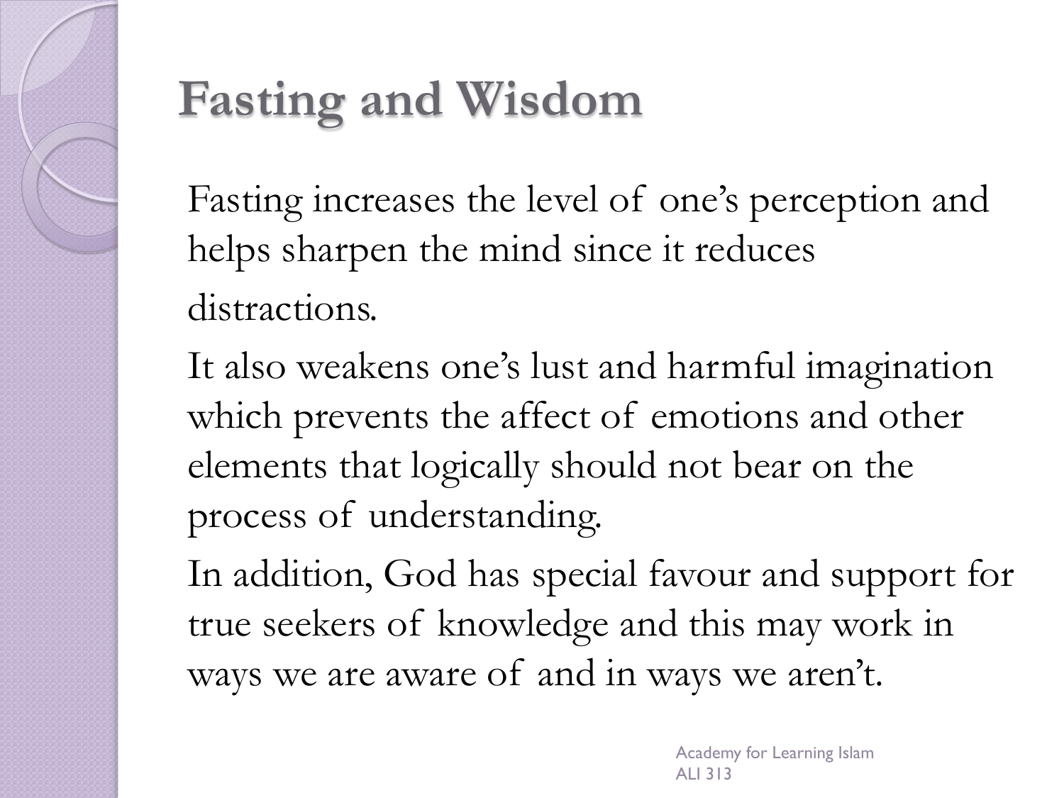# Fasting and Wisdom

Fasting increases the level of one's perception and helps sharpen the mind since it reduces distractions.

It also weakens one's lust and harmful imagination which prevents the affect of emotions and other elements that logically should not bear on the process of understanding.

In addition, God has special favour and support for true seekers of knowledge and this may work in ways we are aware of and in ways we aren't.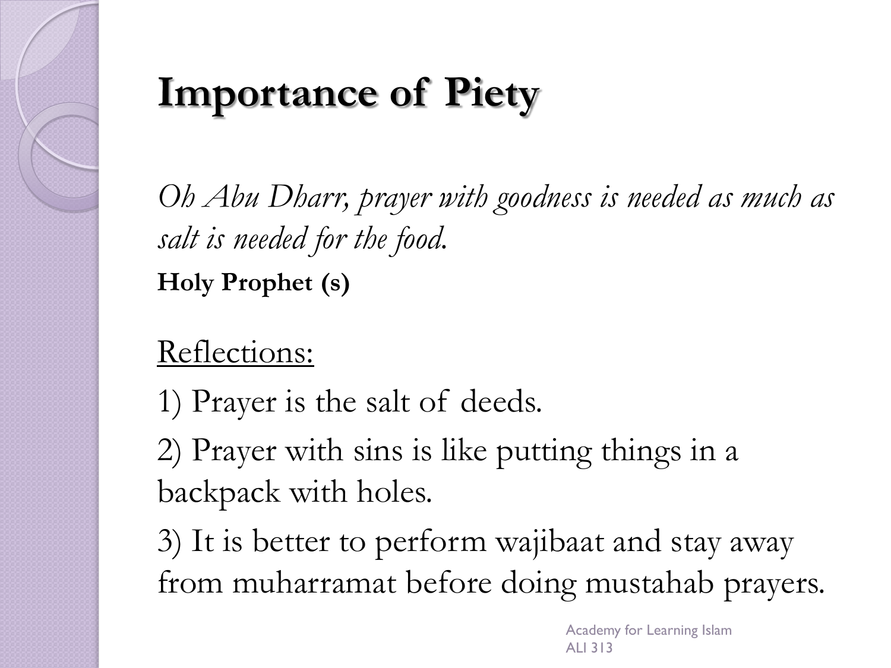# Importance of Piety

*Oh Abu Dharr, prayer with goodness is needed as much as salt is needed for the food.*

**Holy Prophet (s)**

Reflections:

1) Prayer is the salt of deeds.

2) Prayer with sins is like putting things in a backpack with holes.

3) It is better to perform wajibaat and stay away from muharramat before doing mustahab prayers.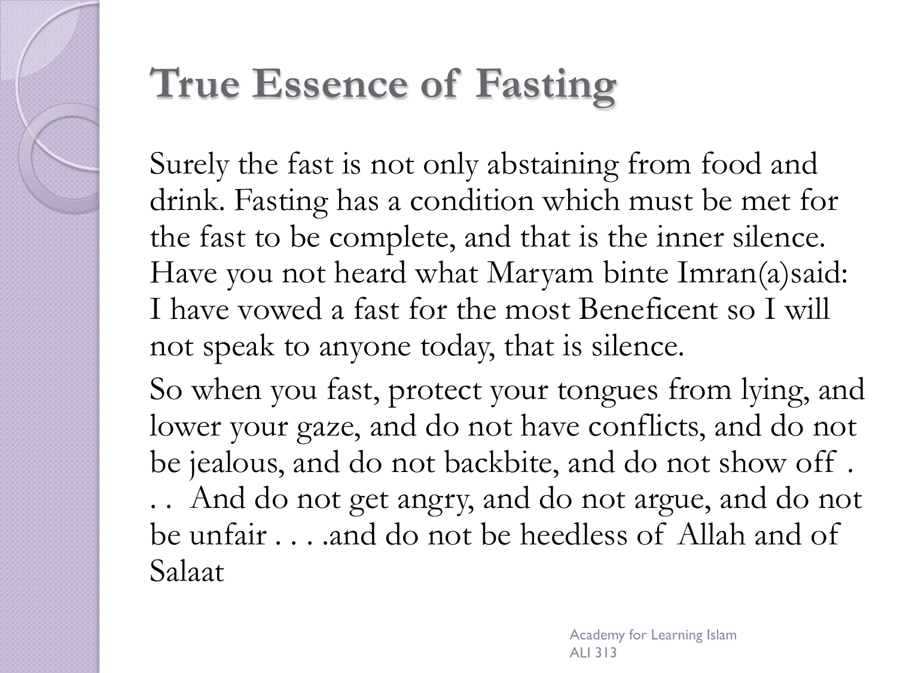# True Essence of Fasting

Surely the fast is not only abstaining from food and drink. Fasting has a condition which must be met for the fast to be complete, and that is the inner silence. Have you not heard what Maryam binte Imran(a)said: I have vowed a fast for the most Beneficent so I will not speak to anyone today, that is silence.

So when you fast, protect your tongues from lying, and lower your gaze, and do not have conflicts, and do not be jealous, and do not backbite, and do not show off . . . And do not get angry, and do not argue, and do not be unfair . . . .and do not be heedless of Allah and of Salaat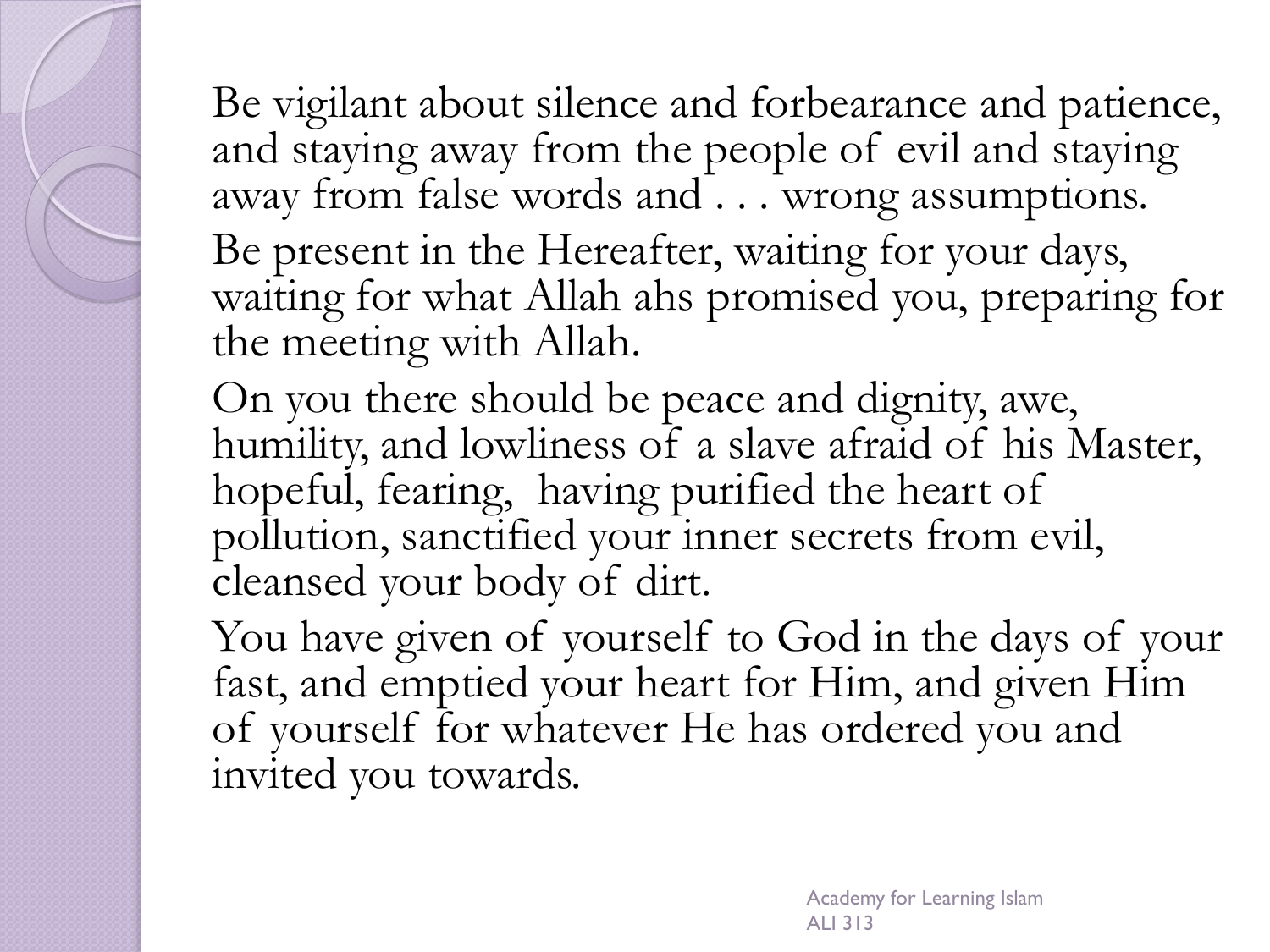Be vigilant about silence and forbearance and patience, and staying away from the people of evil and staying away from false words and . . . wrong assumptions.

Be present in the Hereafter, waiting for your days, waiting for what Allah ahs promised you, preparing for the meeting with Allah.

On you there should be peace and dignity, awe, humility, and lowliness of a slave afraid of his Master, hopeful, fearing, having purified the heart of pollution, sanctified your inner secrets from evil, cleansed your body of dirt.

You have given of yourself to God in the days of your fast, and emptied your heart for Him, and given Him of yourself for whatever He has ordered you and invited you towards.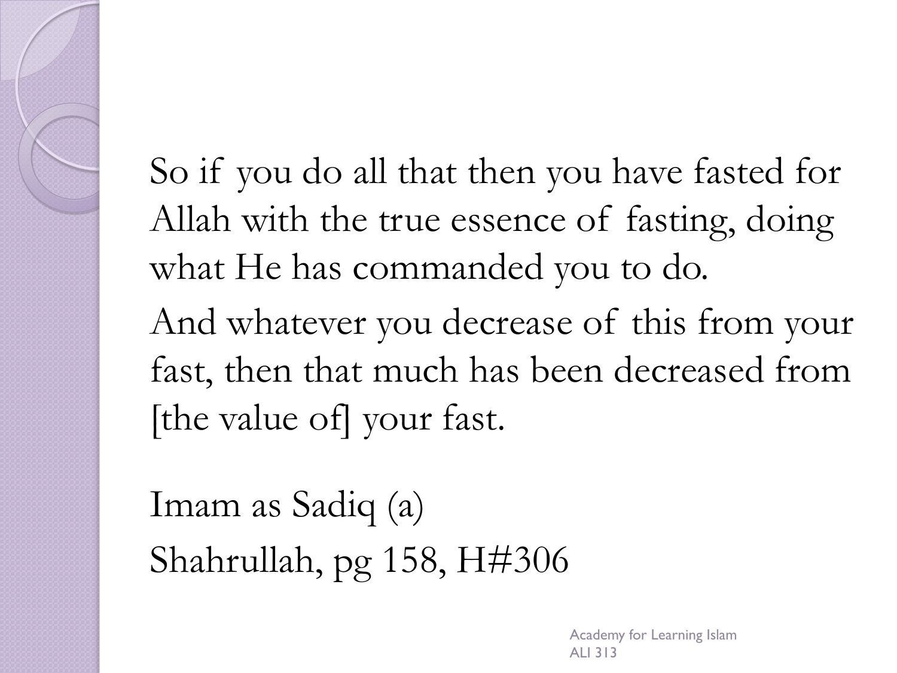So if you do all that then you have fasted for Allah with the true essence of fasting, doing what He has commanded you to do.

And whatever you decrease of this from your fast, then that much has been decreased from [the value of] your fast.

Imam as Sadiq (a)
Shahrullah, pg 158, H#306

Academy for Learning Islam
ALI 313